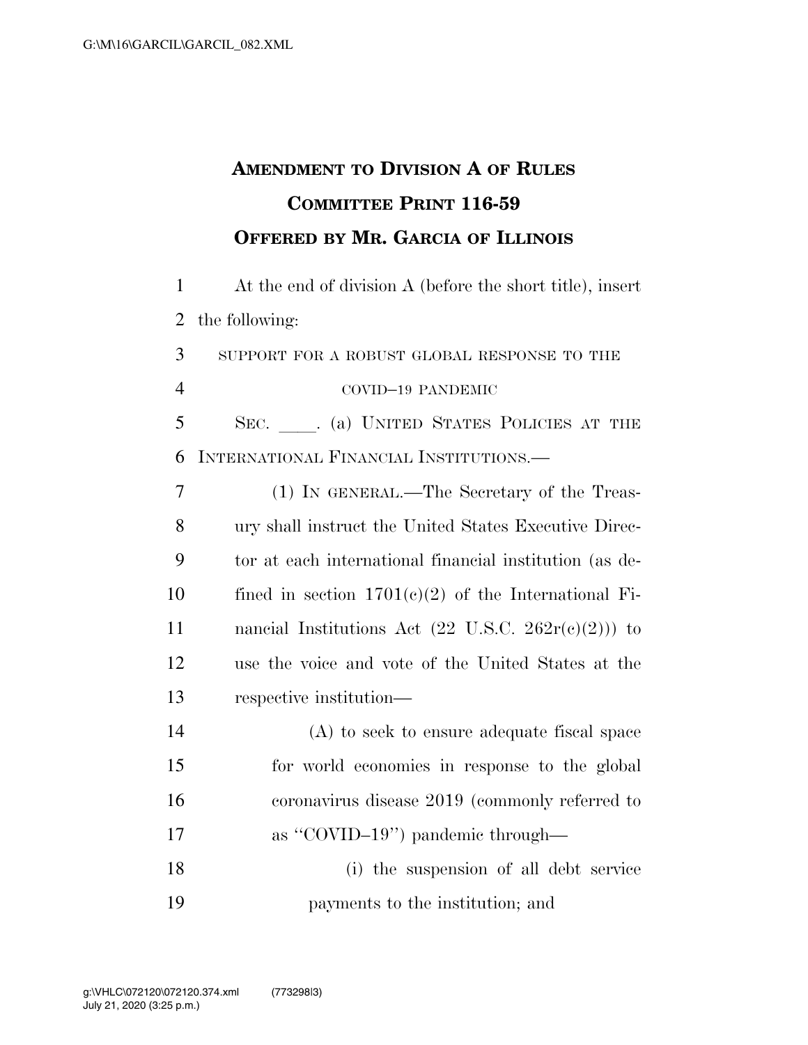# AMENDMENT TO DIVISION A OF RULES COMMITTEE PRINT 116-59

## OFFERED BY MR. GARCIA OF ILLINOIS

At the end of division A (before the short title), insert the following:

SUPPORT FOR A ROBUST GLOBAL RESPONSE TO THE COVID–19 PANDEMIC

SEC. \_\_\_\_. (a) UNITED STATES POLICIES AT THE INTERNATIONAL FINANCIAL INSTITUTIONS.—

(1) IN GENERAL.—The Secretary of the Treasury shall instruct the United States Executive Director at each international financial institution (as defined in section 1701(c)(2) of the International Financial Institutions Act (22 U.S.C. 262r(c)(2))) to use the voice and vote of the United States at the respective institution—

(A) to seek to ensure adequate fiscal space for world economies in response to the global coronavirus disease 2019 (commonly referred to as ''COVID–19'') pandemic through—

(i) the suspension of all debt service payments to the institution; and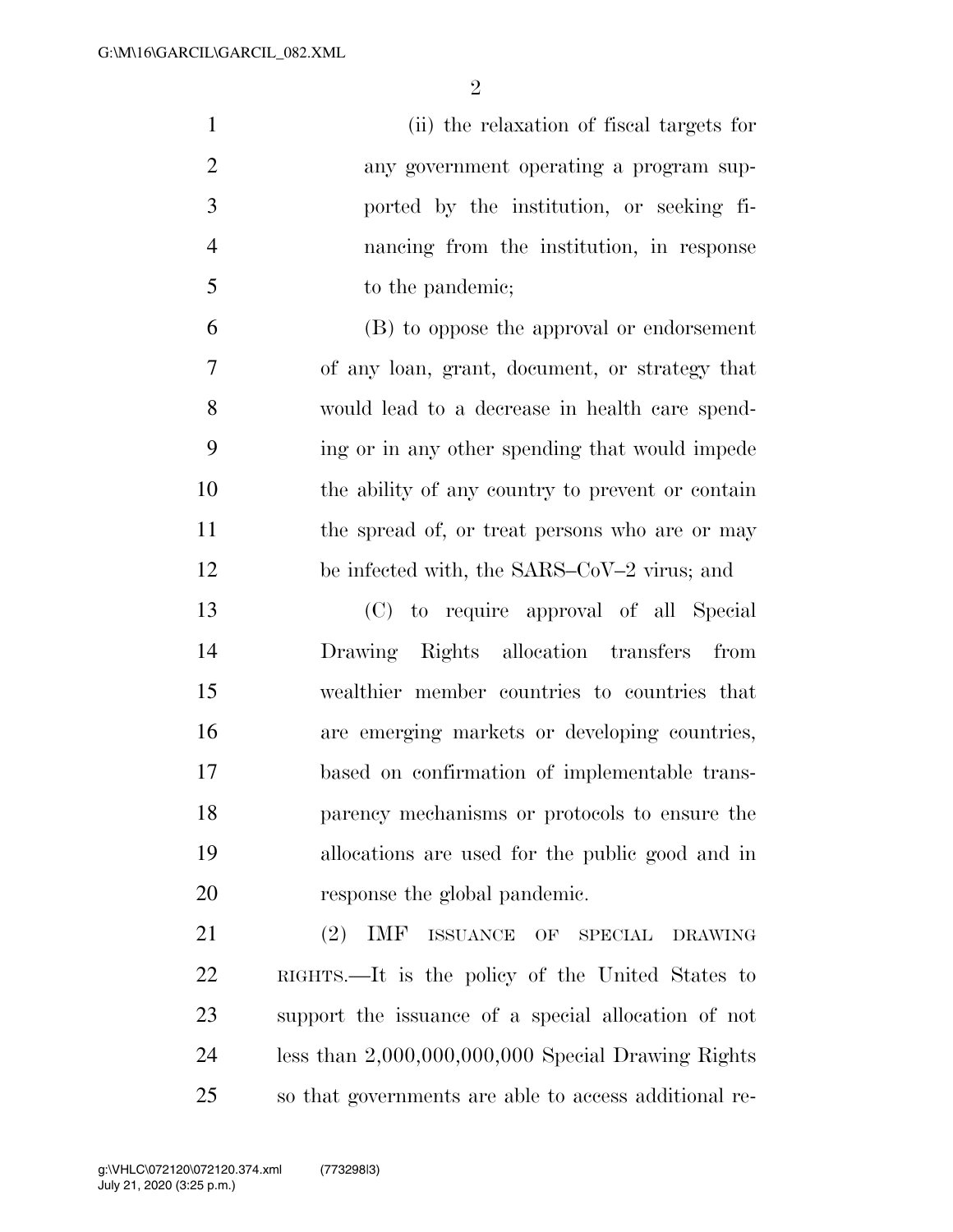(ii) the relaxation of fiscal targets for any government operating a program supported by the institution, or seeking financing from the institution, in response to the pandemic;

(B) to oppose the approval or endorsement of any loan, grant, document, or strategy that would lead to a decrease in health care spending or in any other spending that would impede the ability of any country to prevent or contain the spread of, or treat persons who are or may be infected with, the SARS–CoV–2 virus; and

(C) to require approval of all Special Drawing Rights allocation transfers from wealthier member countries to countries that are emerging markets or developing countries, based on confirmation of implementable transparency mechanisms or protocols to ensure the allocations are used for the public good and in response the global pandemic.

(2) IMF ISSUANCE OF SPECIAL DRAWING RIGHTS.—It is the policy of the United States to support the issuance of a special allocation of not less than 2,000,000,000,000 Special Drawing Rights so that governments are able to access additional re-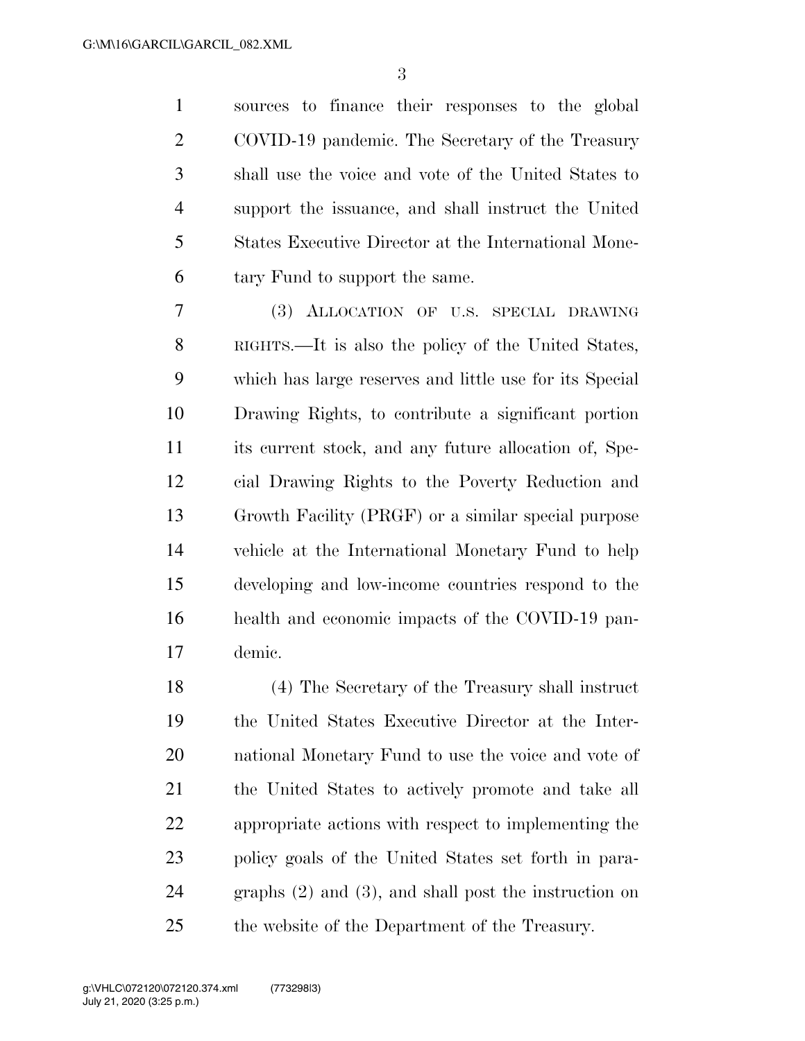sources to finance their responses to the global COVID-19 pandemic. The Secretary of the Treasury shall use the voice and vote of the United States to support the issuance, and shall instruct the United States Executive Director at the International Monetary Fund to support the same.

(3) ALLOCATION OF U.S. SPECIAL DRAWING RIGHTS.—It is also the policy of the United States, which has large reserves and little use for its Special Drawing Rights, to contribute a significant portion its current stock, and any future allocation of, Special Drawing Rights to the Poverty Reduction and Growth Facility (PRGF) or a similar special purpose vehicle at the International Monetary Fund to help developing and low-income countries respond to the health and economic impacts of the COVID-19 pandemic.

(4) The Secretary of the Treasury shall instruct the United States Executive Director at the International Monetary Fund to use the voice and vote of the United States to actively promote and take all appropriate actions with respect to implementing the policy goals of the United States set forth in paragraphs (2) and (3), and shall post the instruction on the website of the Department of the Treasury.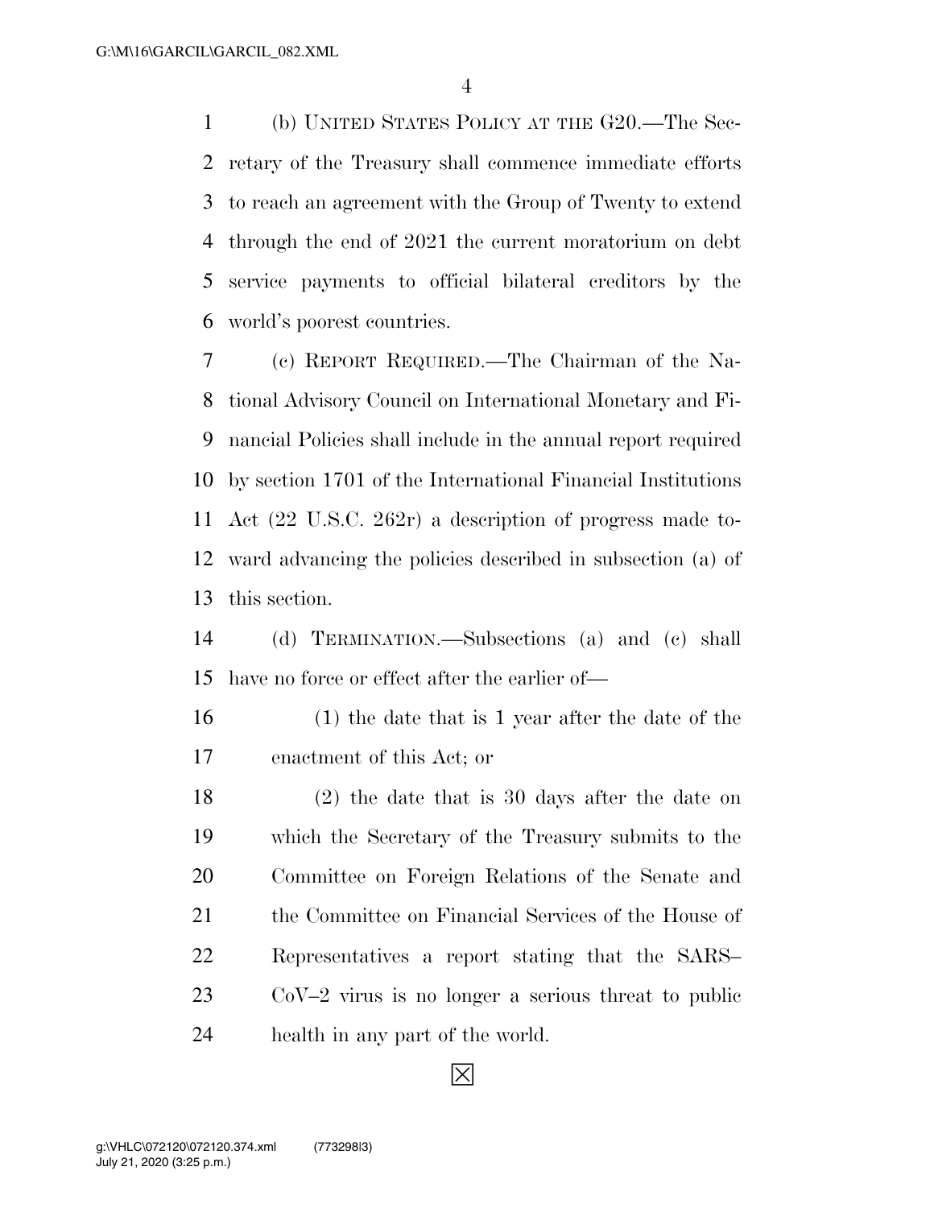(b) UNITED STATES POLICY AT THE G20.—The Secretary of the Treasury shall commence immediate efforts to reach an agreement with the Group of Twenty to extend through the end of 2021 the current moratorium on debt service payments to official bilateral creditors by the world's poorest countries.

(c) REPORT REQUIRED.—The Chairman of the National Advisory Council on International Monetary and Financial Policies shall include in the annual report required by section 1701 of the International Financial Institutions Act (22 U.S.C. 262r) a description of progress made toward advancing the policies described in subsection (a) of this section.

(d) TERMINATION.—Subsections (a) and (c) shall have no force or effect after the earlier of—

(1) the date that is 1 year after the date of the enactment of this Act; or

(2) the date that is 30 days after the date on which the Secretary of the Treasury submits to the Committee on Foreign Relations of the Senate and the Committee on Financial Services of the House of Representatives a report stating that the SARS–CoV–2 virus is no longer a serious threat to public health in any part of the world.